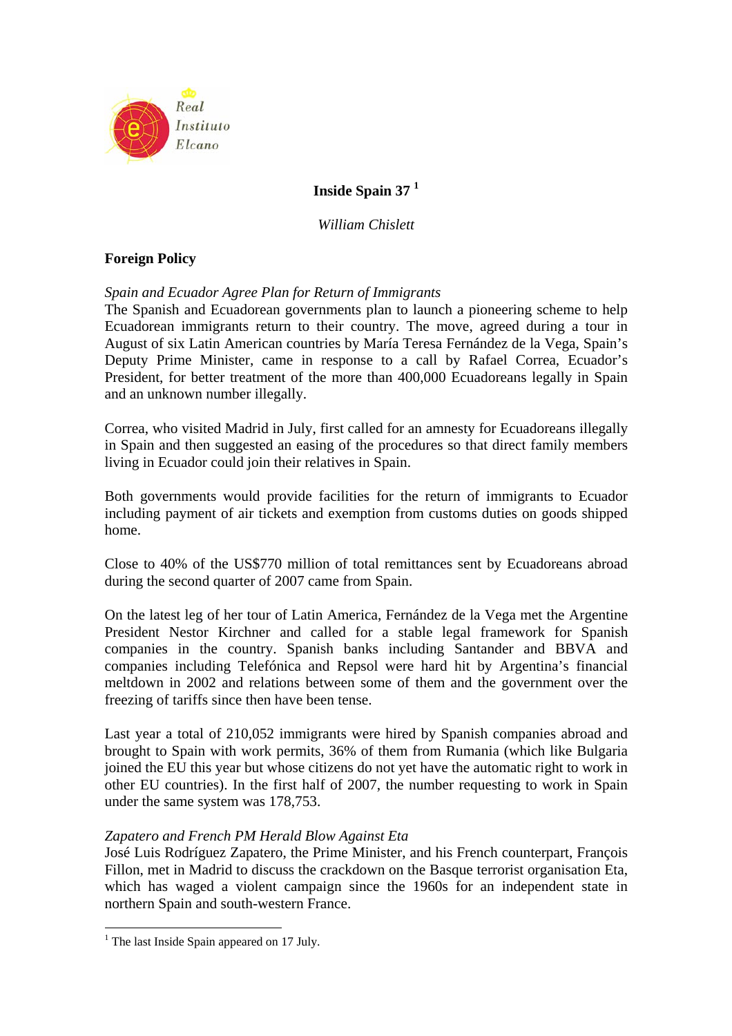# Inside Spain 37 [1]

*William Chislett*

## Foreign Policy

### *Spain and Ecuador Agree Plan for Return of Immigrants*

The Spanish and Ecuadorean governments plan to launch a pioneering scheme to help Ecuadorean immigrants return to their country. The move, agreed during a tour in August of six Latin American countries by María Teresa Fernández de la Vega, Spain's Deputy Prime Minister, came in response to a call by Rafael Correa, Ecuador's President, for better treatment of the more than 400,000 Ecuadoreans legally in Spain and an unknown number illegally.

Correa, who visited Madrid in July, first called for an amnesty for Ecuadoreans illegally in Spain and then suggested an easing of the procedures so that direct family members living in Ecuador could join their relatives in Spain.

Both governments would provide facilities for the return of immigrants to Ecuador including payment of air tickets and exemption from customs duties on goods shipped home.

Close to 40% of the US$770 million of total remittances sent by Ecuadoreans abroad during the second quarter of 2007 came from Spain.

On the latest leg of her tour of Latin America, Fernández de la Vega met the Argentine President Nestor Kirchner and called for a stable legal framework for Spanish companies in the country. Spanish banks including Santander and BBVA and companies including Telefónica and Repsol were hard hit by Argentina's financial meltdown in 2002 and relations between some of them and the government over the freezing of tariffs since then have been tense.

Last year a total of 210,052 immigrants were hired by Spanish companies abroad and brought to Spain with work permits, 36% of them from Rumania (which like Bulgaria joined the EU this year but whose citizens do not yet have the automatic right to work in other EU countries). In the first half of 2007, the number requesting to work in Spain under the same system was 178,753.

### *Zapatero and French PM Herald Blow Against Eta*

José Luis Rodríguez Zapatero, the Prime Minister, and his French counterpart, François Fillon, met in Madrid to discuss the crackdown on the Basque terrorist organisation Eta, which has waged a violent campaign since the 1960s for an independent state in northern Spain and south-western France.

[1] The last Inside Spain appeared on 17 July.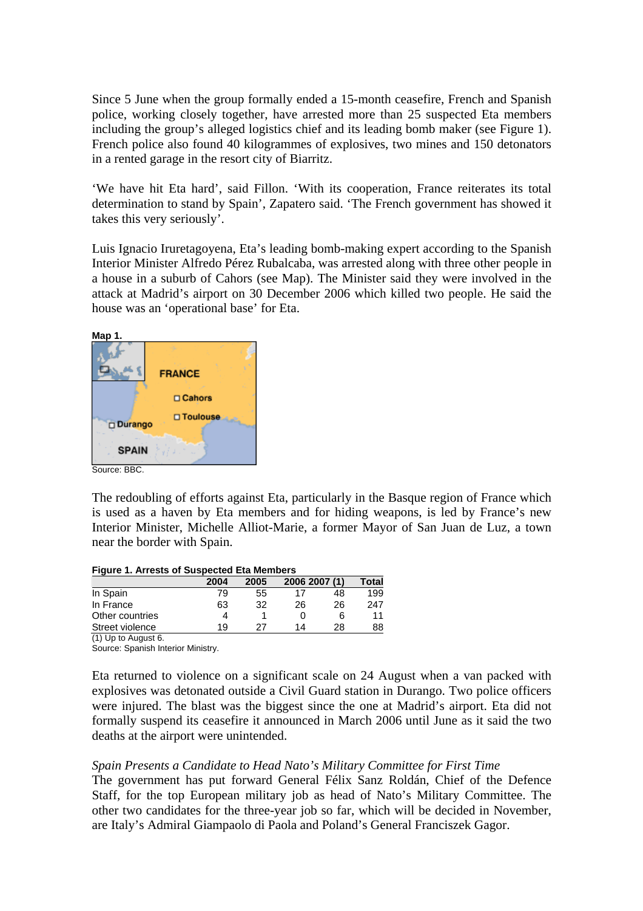Since 5 June when the group formally ended a 15-month ceasefire, French and Spanish police, working closely together, have arrested more than 25 suspected Eta members including the group's alleged logistics chief and its leading bomb maker (see Figure 1). French police also found 40 kilogrammes of explosives, two mines and 150 detonators in a rented garage in the resort city of Biarritz.

'We have hit Eta hard', said Fillon. 'With its cooperation, France reiterates its total determination to stand by Spain', Zapatero said. 'The French government has showed it takes this very seriously'.

Luis Ignacio Iruretagoyena, Eta's leading bomb-making expert according to the Spanish Interior Minister Alfredo Pérez Rubalcaba, was arrested along with three other people in a house in a suburb of Cahors (see Map). The Minister said they were involved in the attack at Madrid's airport on 30 December 2006 which killed two people. He said the house was an 'operational base' for Eta.

**Map 1.**

FRANCE

Cahors

Toulouse

Durango

SPAIN

Source: BBC.

The redoubling of efforts against Eta, particularly in the Basque region of France which is used as a haven by Eta members and for hiding weapons, is led by France's new Interior Minister, Michelle Alliot-Marie, a former Mayor of San Juan de Luz, a town near the border with Spain.

**Figure 1. Arrests of Suspected Eta Members**

| | 2004 | 2005 | 2006 | 2007 (1) | Total |
|---|---|---|---|---|---|
| In Spain | 79 | 55 | 17 | 48 | 199 |
| In France | 63 | 32 | 26 | 26 | 247 |
| Other countries | 4 | 1 | 0 | 6 | 11 |
| Street violence | 19 | 27 | 14 | 28 | 88 |

(1) Up to August 6.
Source: Spanish Interior Ministry.

Eta returned to violence on a significant scale on 24 August when a van packed with explosives was detonated outside a Civil Guard station in Durango. Two police officers were injured. The blast was the biggest since the one at Madrid's airport. Eta did not formally suspend its ceasefire it announced in March 2006 until June as it said the two deaths at the airport were unintended.

*Spain Presents a Candidate to Head Nato's Military Committee for First Time*

The government has put forward General Félix Sanz Roldán, Chief of the Defence Staff, for the top European military job as head of Nato's Military Committee. The other two candidates for the three-year job so far, which will be decided in November, are Italy's Admiral Giampaolo di Paola and Poland's General Franciszek Gagor.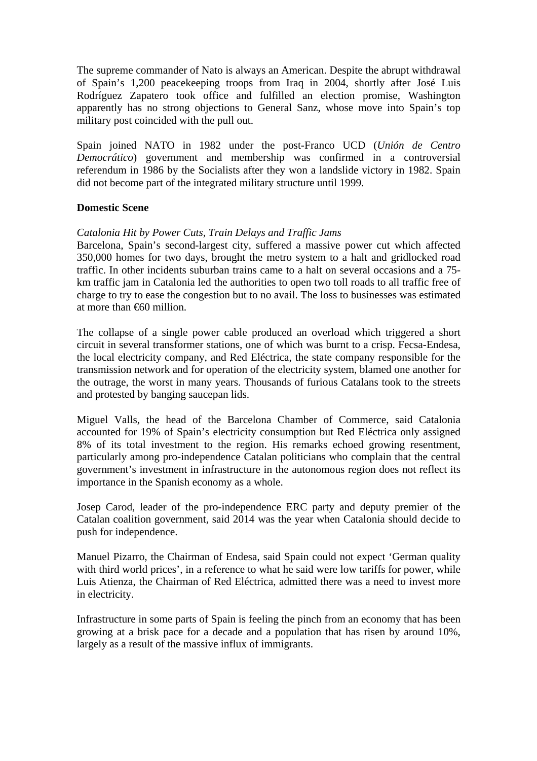The supreme commander of Nato is always an American. Despite the abrupt withdrawal of Spain's 1,200 peacekeeping troops from Iraq in 2004, shortly after José Luis Rodríguez Zapatero took office and fulfilled an election promise, Washington apparently has no strong objections to General Sanz, whose move into Spain's top military post coincided with the pull out.

Spain joined NATO in 1982 under the post-Franco UCD (*Unión de Centro Democrático*) government and membership was confirmed in a controversial referendum in 1986 by the Socialists after they won a landslide victory in 1982. Spain did not become part of the integrated military structure until 1999.

**Domestic Scene**

*Catalonia Hit by Power Cuts, Train Delays and Traffic Jams*

Barcelona, Spain's second-largest city, suffered a massive power cut which affected 350,000 homes for two days, brought the metro system to a halt and gridlocked road traffic. In other incidents suburban trains came to a halt on several occasions and a 75-km traffic jam in Catalonia led the authorities to open two toll roads to all traffic free of charge to try to ease the congestion but to no avail. The loss to businesses was estimated at more than €60 million.

The collapse of a single power cable produced an overload which triggered a short circuit in several transformer stations, one of which was burnt to a crisp. Fecsa-Endesa, the local electricity company, and Red Eléctrica, the state company responsible for the transmission network and for operation of the electricity system, blamed one another for the outrage, the worst in many years. Thousands of furious Catalans took to the streets and protested by banging saucepan lids.

Miguel Valls, the head of the Barcelona Chamber of Commerce, said Catalonia accounted for 19% of Spain's electricity consumption but Red Eléctrica only assigned 8% of its total investment to the region. His remarks echoed growing resentment, particularly among pro-independence Catalan politicians who complain that the central government's investment in infrastructure in the autonomous region does not reflect its importance in the Spanish economy as a whole.

Josep Carod, leader of the pro-independence ERC party and deputy premier of the Catalan coalition government, said 2014 was the year when Catalonia should decide to push for independence.

Manuel Pizarro, the Chairman of Endesa, said Spain could not expect 'German quality with third world prices', in a reference to what he said were low tariffs for power, while Luis Atienza, the Chairman of Red Eléctrica, admitted there was a need to invest more in electricity.

Infrastructure in some parts of Spain is feeling the pinch from an economy that has been growing at a brisk pace for a decade and a population that has risen by around 10%, largely as a result of the massive influx of immigrants.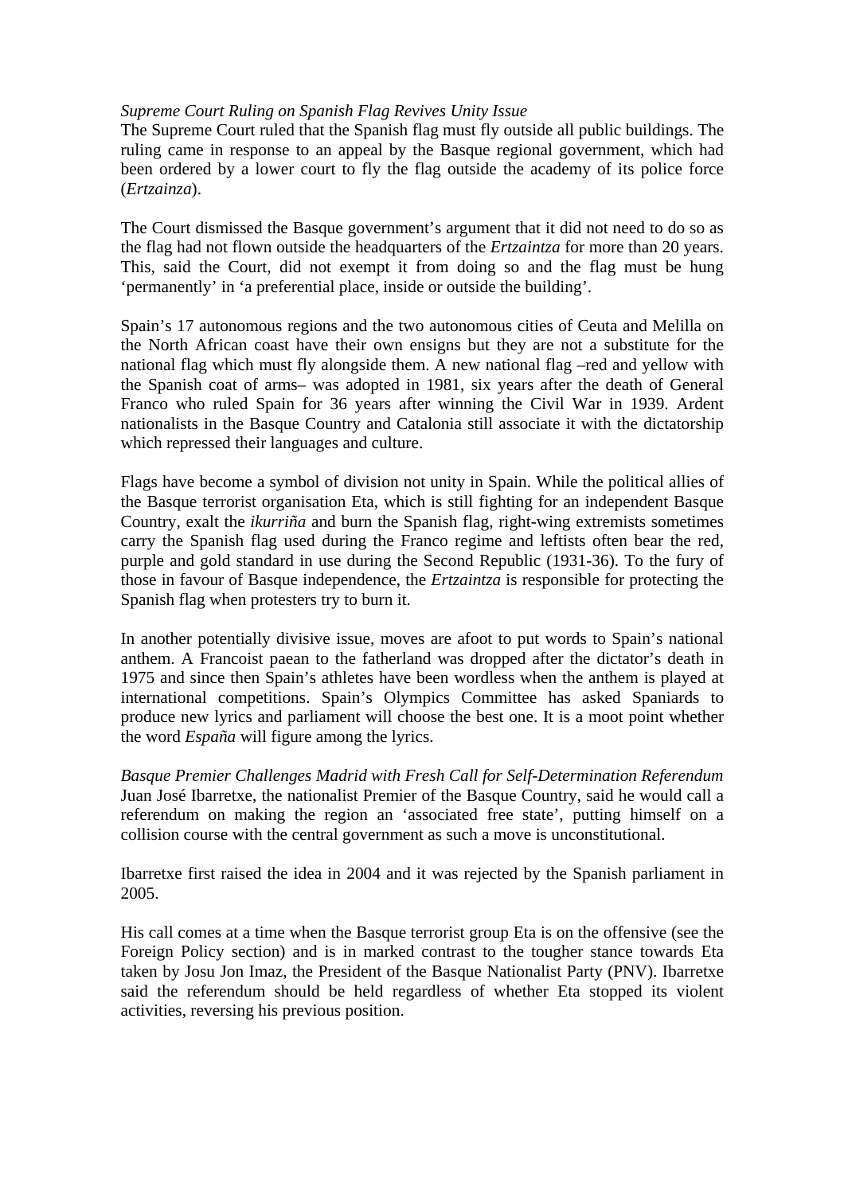*Supreme Court Ruling on Spanish Flag Revives Unity Issue*

The Supreme Court ruled that the Spanish flag must fly outside all public buildings. The ruling came in response to an appeal by the Basque regional government, which had been ordered by a lower court to fly the flag outside the academy of its police force (*Ertzainza*).

The Court dismissed the Basque government's argument that it did not need to do so as the flag had not flown outside the headquarters of the *Ertzaintza* for more than 20 years. This, said the Court, did not exempt it from doing so and the flag must be hung 'permanently' in 'a preferential place, inside or outside the building'.

Spain's 17 autonomous regions and the two autonomous cities of Ceuta and Melilla on the North African coast have their own ensigns but they are not a substitute for the national flag which must fly alongside them. A new national flag –red and yellow with the Spanish coat of arms– was adopted in 1981, six years after the death of General Franco who ruled Spain for 36 years after winning the Civil War in 1939. Ardent nationalists in the Basque Country and Catalonia still associate it with the dictatorship which repressed their languages and culture.

Flags have become a symbol of division not unity in Spain. While the political allies of the Basque terrorist organisation Eta, which is still fighting for an independent Basque Country, exalt the *ikurriña* and burn the Spanish flag, right-wing extremists sometimes carry the Spanish flag used during the Franco regime and leftists often bear the red, purple and gold standard in use during the Second Republic (1931-36). To the fury of those in favour of Basque independence, the *Ertzaintza* is responsible for protecting the Spanish flag when protesters try to burn it.

In another potentially divisive issue, moves are afoot to put words to Spain's national anthem. A Francoist paean to the fatherland was dropped after the dictator's death in 1975 and since then Spain's athletes have been wordless when the anthem is played at international competitions. Spain's Olympics Committee has asked Spaniards to produce new lyrics and parliament will choose the best one. It is a moot point whether the word *España* will figure among the lyrics.

*Basque Premier Challenges Madrid with Fresh Call for Self-Determination Referendum*

Juan José Ibarretxe, the nationalist Premier of the Basque Country, said he would call a referendum on making the region an 'associated free state', putting himself on a collision course with the central government as such a move is unconstitutional.

Ibarretxe first raised the idea in 2004 and it was rejected by the Spanish parliament in 2005.

His call comes at a time when the Basque terrorist group Eta is on the offensive (see the Foreign Policy section) and is in marked contrast to the tougher stance towards Eta taken by Josu Jon Imaz, the President of the Basque Nationalist Party (PNV). Ibarretxe said the referendum should be held regardless of whether Eta stopped its violent activities, reversing his previous position.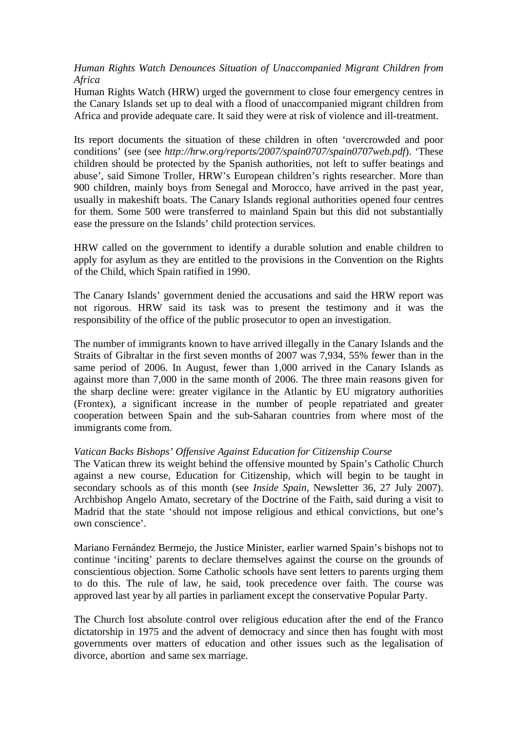*Human Rights Watch Denounces Situation of Unaccompanied Migrant Children from Africa*

Human Rights Watch (HRW) urged the government to close four emergency centres in the Canary Islands set up to deal with a flood of unaccompanied migrant children from Africa and provide adequate care. It said they were at risk of violence and ill-treatment.

Its report documents the situation of these children in often 'overcrowded and poor conditions' (see (see *http://hrw.org/reports/2007/spain0707/spain0707web.pdf*). 'These children should be protected by the Spanish authorities, not left to suffer beatings and abuse', said Simone Troller, HRW's European children's rights researcher. More than 900 children, mainly boys from Senegal and Morocco, have arrived in the past year, usually in makeshift boats. The Canary Islands regional authorities opened four centres for them. Some 500 were transferred to mainland Spain but this did not substantially ease the pressure on the Islands' child protection services.

HRW called on the government to identify a durable solution and enable children to apply for asylum as they are entitled to the provisions in the Convention on the Rights of the Child, which Spain ratified in 1990.

The Canary Islands' government denied the accusations and said the HRW report was not rigorous. HRW said its task was to present the testimony and it was the responsibility of the office of the public prosecutor to open an investigation.

The number of immigrants known to have arrived illegally in the Canary Islands and the Straits of Gibraltar in the first seven months of 2007 was 7,934, 55% fewer than in the same period of 2006. In August, fewer than 1,000 arrived in the Canary Islands as against more than 7,000 in the same month of 2006. The three main reasons given for the sharp decline were: greater vigilance in the Atlantic by EU migratory authorities (Frontex), a significant increase in the number of people repatriated and greater cooperation between Spain and the sub-Saharan countries from where most of the immigrants come from.

*Vatican Backs Bishops' Offensive Against Education for Citizenship Course*

The Vatican threw its weight behind the offensive mounted by Spain's Catholic Church against a new course, Education for Citizenship, which will begin to be taught in secondary schools as of this month (see *Inside Spain*, Newsletter 36, 27 July 2007). Archbishop Angelo Amato, secretary of the Doctrine of the Faith, said during a visit to Madrid that the state 'should not impose religious and ethical convictions, but one's own conscience'.

Mariano Fernández Bermejo, the Justice Minister, earlier warned Spain's bishops not to continue 'inciting' parents to declare themselves against the course on the grounds of conscientious objection. Some Catholic schools have sent letters to parents urging them to do this. The rule of law, he said, took precedence over faith. The course was approved last year by all parties in parliament except the conservative Popular Party.

The Church lost absolute control over religious education after the end of the Franco dictatorship in 1975 and the advent of democracy and since then has fought with most governments over matters of education and other issues such as the legalisation of divorce, abortion and same sex marriage.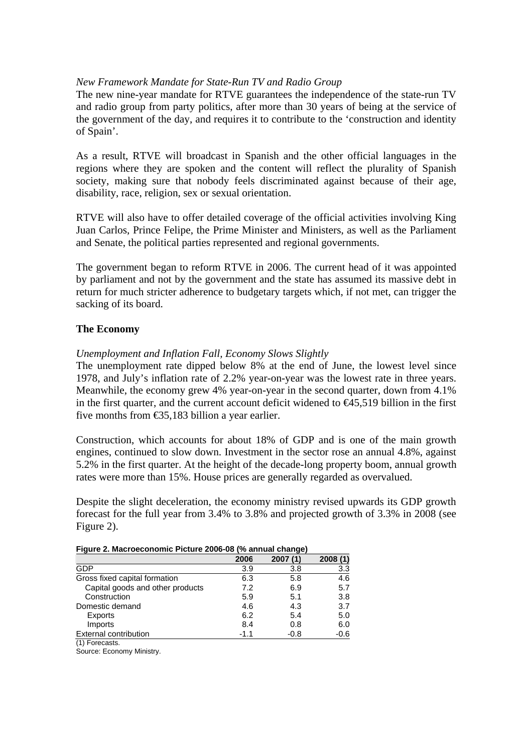*New Framework Mandate for State-Run TV and Radio Group*

The new nine-year mandate for RTVE guarantees the independence of the state-run TV and radio group from party politics, after more than 30 years of being at the service of the government of the day, and requires it to contribute to the 'construction and identity of Spain'.

As a result, RTVE will broadcast in Spanish and the other official languages in the regions where they are spoken and the content will reflect the plurality of Spanish society, making sure that nobody feels discriminated against because of their age, disability, race, religion, sex or sexual orientation.

RTVE will also have to offer detailed coverage of the official activities involving King Juan Carlos, Prince Felipe, the Prime Minister and Ministers, as well as the Parliament and Senate, the political parties represented and regional governments.

The government began to reform RTVE in 2006. The current head of it was appointed by parliament and not by the government and the state has assumed its massive debt in return for much stricter adherence to budgetary targets which, if not met, can trigger the sacking of its board.

## The Economy

*Unemployment and Inflation Fall, Economy Slows Slightly*

The unemployment rate dipped below 8% at the end of June, the lowest level since 1978, and July's inflation rate of 2.2% year-on-year was the lowest rate in three years. Meanwhile, the economy grew 4% year-on-year in the second quarter, down from 4.1% in the first quarter, and the current account deficit widened to €45,519 billion in the first five months from €35,183 billion a year earlier.

Construction, which accounts for about 18% of GDP and is one of the main growth engines, continued to slow down. Investment in the sector rose an annual 4.8%, against 5.2% in the first quarter. At the height of the decade-long property boom, annual growth rates were more than 15%. House prices are generally regarded as overvalued.

Despite the slight deceleration, the economy ministry revised upwards its GDP growth forecast for the full year from 3.4% to 3.8% and projected growth of 3.3% in 2008 (see Figure 2).

**Figure 2. Macroeconomic Picture 2006-08 (% annual change)**

| | 2006 | 2007 (1) | 2008 (1) |
|---|---|---|---|
| GDP | 3.9 | 3.8 | 3.3 |
| Gross fixed capital formation | 6.3 | 5.8 | 4.6 |
| Capital goods and other products | 7.2 | 6.9 | 5.7 |
| Construction | 5.9 | 5.1 | 3.8 |
| Domestic demand | 4.6 | 4.3 | 3.7 |
| Exports | 6.2 | 5.4 | 5.0 |
| Imports | 8.4 | 0.8 | 6.0 |
| External contribution | -1.1 | -0.8 | -0.6 |

(1) Forecasts.

Source: Economy Ministry.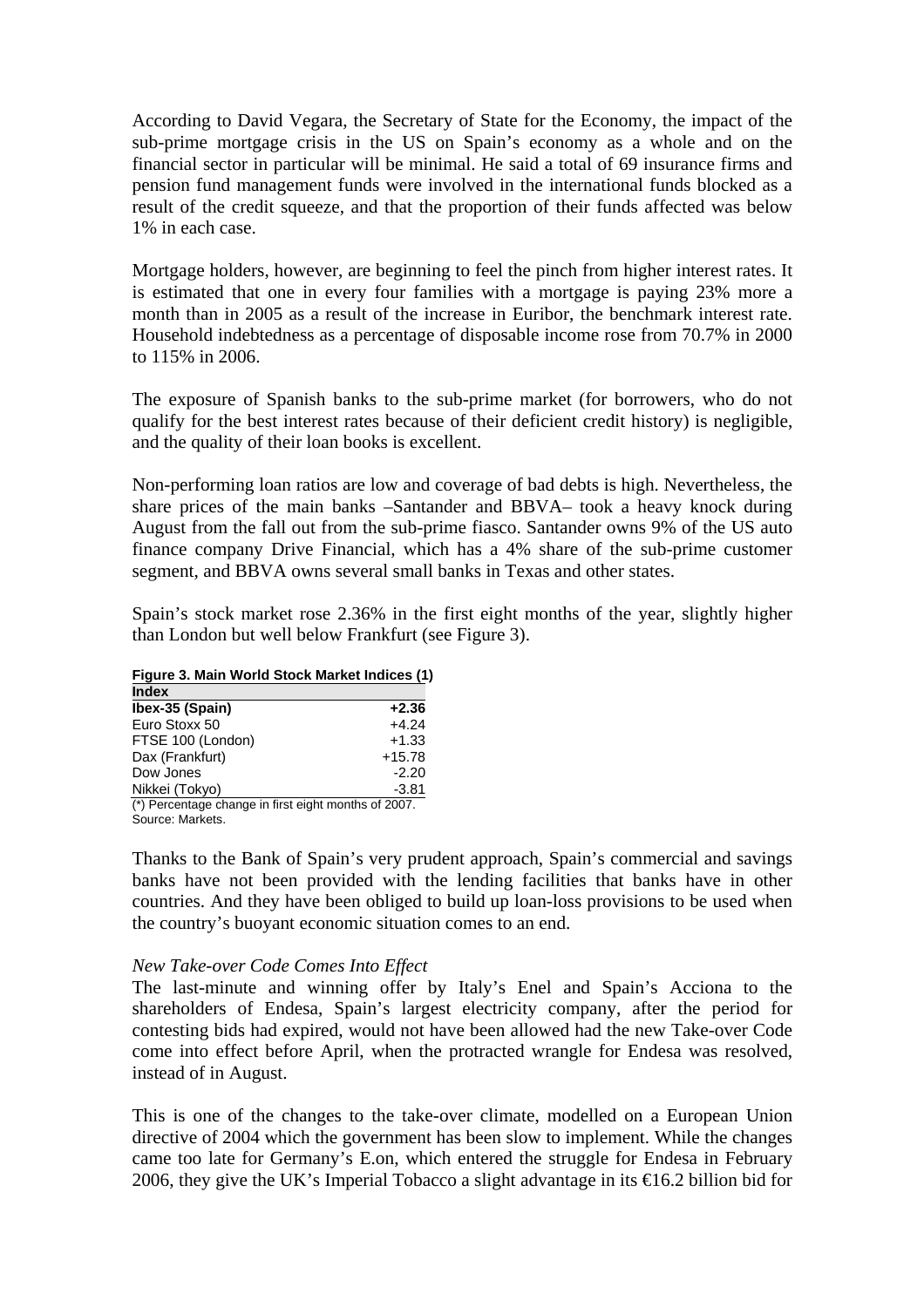According to David Vegara, the Secretary of State for the Economy, the impact of the sub-prime mortgage crisis in the US on Spain's economy as a whole and on the financial sector in particular will be minimal. He said a total of 69 insurance firms and pension fund management funds were involved in the international funds blocked as a result of the credit squeeze, and that the proportion of their funds affected was below 1% in each case.

Mortgage holders, however, are beginning to feel the pinch from higher interest rates. It is estimated that one in every four families with a mortgage is paying 23% more a month than in 2005 as a result of the increase in Euribor, the benchmark interest rate. Household indebtedness as a percentage of disposable income rose from 70.7% in 2000 to 115% in 2006.

The exposure of Spanish banks to the sub-prime market (for borrowers, who do not qualify for the best interest rates because of their deficient credit history) is negligible, and the quality of their loan books is excellent.

Non-performing loan ratios are low and coverage of bad debts is high. Nevertheless, the share prices of the main banks –Santander and BBVA– took a heavy knock during August from the fall out from the sub-prime fiasco. Santander owns 9% of the US auto finance company Drive Financial, which has a 4% share of the sub-prime customer segment, and BBVA owns several small banks in Texas and other states.

Spain's stock market rose 2.36% in the first eight months of the year, slightly higher than London but well below Frankfurt (see Figure 3).

**Figure 3. Main World Stock Market Indices (1)**

| Index | |
|---|---|
| **Ibex-35 (Spain)** | **+2.36** |
| Euro Stoxx 50 | +4.24 |
| FTSE 100 (London) | +1.33 |
| Dax (Frankfurt) | +15.78 |
| Dow Jones | -2.20 |
| Nikkei (Tokyo) | -3.81 |

(*) Percentage change in first eight months of 2007.
Source: Markets.

Thanks to the Bank of Spain's very prudent approach, Spain's commercial and savings banks have not been provided with the lending facilities that banks have in other countries. And they have been obliged to build up loan-loss provisions to be used when the country's buoyant economic situation comes to an end.

*New Take-over Code Comes Into Effect*

The last-minute and winning offer by Italy's Enel and Spain's Acciona to the shareholders of Endesa, Spain's largest electricity company, after the period for contesting bids had expired, would not have been allowed had the new Take-over Code come into effect before April, when the protracted wrangle for Endesa was resolved, instead of in August.

This is one of the changes to the take-over climate, modelled on a European Union directive of 2004 which the government has been slow to implement. While the changes came too late for Germany's E.on, which entered the struggle for Endesa in February 2006, they give the UK's Imperial Tobacco a slight advantage in its €16.2 billion bid for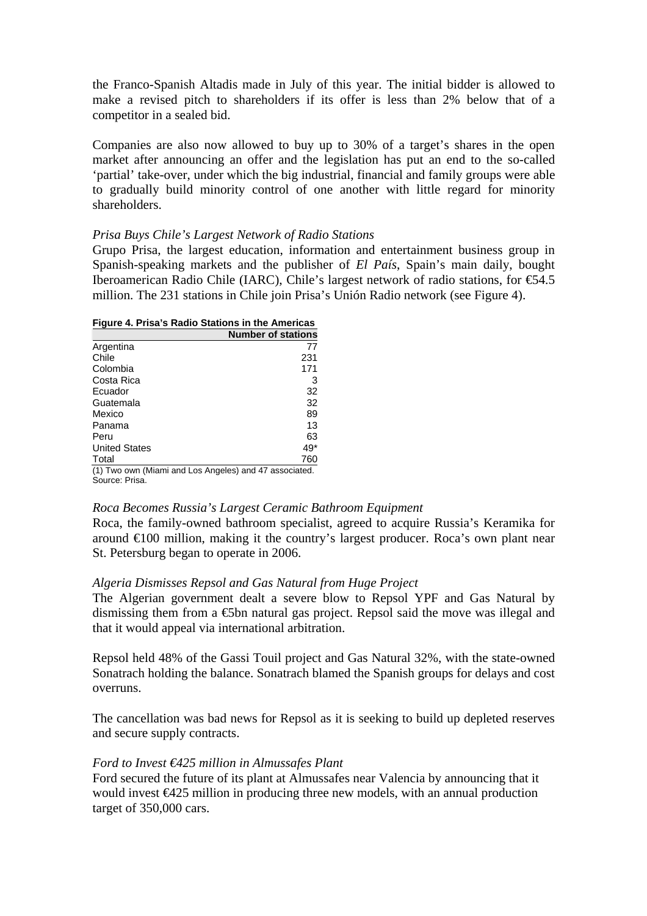the Franco-Spanish Altadis made in July of this year. The initial bidder is allowed to make a revised pitch to shareholders if its offer is less than 2% below that of a competitor in a sealed bid.

Companies are also now allowed to buy up to 30% of a target's shares in the open market after announcing an offer and the legislation has put an end to the so-called 'partial' take-over, under which the big industrial, financial and family groups were able to gradually build minority control of one another with little regard for minority shareholders.

*Prisa Buys Chile's Largest Network of Radio Stations*

Grupo Prisa, the largest education, information and entertainment business group in Spanish-speaking markets and the publisher of *El País*, Spain's main daily, bought Iberoamerican Radio Chile (IARC), Chile's largest network of radio stations, for €54.5 million. The 231 stations in Chile join Prisa's Unión Radio network (see Figure 4).

**Figure 4. Prisa's Radio Stations in the Americas**

| | Number of stations |
|---|---|
| Argentina | 77 |
| Chile | 231 |
| Colombia | 171 |
| Costa Rica | 3 |
| Ecuador | 32 |
| Guatemala | 32 |
| Mexico | 89 |
| Panama | 13 |
| Peru | 63 |
| United States | 49* |
| Total | 760 |

(1) Two own (Miami and Los Angeles) and 47 associated.
Source: Prisa.

*Roca Becomes Russia's Largest Ceramic Bathroom Equipment*

Roca, the family-owned bathroom specialist, agreed to acquire Russia's Keramika for around €100 million, making it the country's largest producer. Roca's own plant near St. Petersburg began to operate in 2006.

*Algeria Dismisses Repsol and Gas Natural from Huge Project*

The Algerian government dealt a severe blow to Repsol YPF and Gas Natural by dismissing them from a €5bn natural gas project. Repsol said the move was illegal and that it would appeal via international arbitration.

Repsol held 48% of the Gassi Touil project and Gas Natural 32%, with the state-owned Sonatrach holding the balance. Sonatrach blamed the Spanish groups for delays and cost overruns.

The cancellation was bad news for Repsol as it is seeking to build up depleted reserves and secure supply contracts.

*Ford to Invest €425 million in Almussafes Plant*

Ford secured the future of its plant at Almussafes near Valencia by announcing that it would invest €425 million in producing three new models, with an annual production target of 350,000 cars.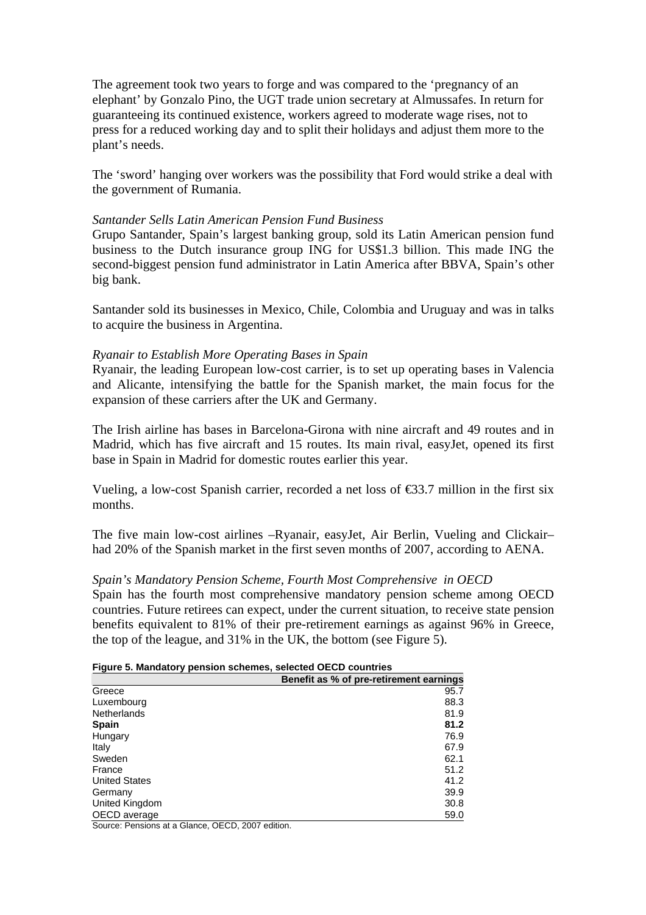The agreement took two years to forge and was compared to the 'pregnancy of an elephant' by Gonzalo Pino, the UGT trade union secretary at Almussafes. In return for guaranteeing its continued existence, workers agreed to moderate wage rises, not to press for a reduced working day and to split their holidays and adjust them more to the plant's needs.

The 'sword' hanging over workers was the possibility that Ford would strike a deal with the government of Rumania.

*Santander Sells Latin American Pension Fund Business*

Grupo Santander, Spain's largest banking group, sold its Latin American pension fund business to the Dutch insurance group ING for US$1.3 billion. This made ING the second-biggest pension fund administrator in Latin America after BBVA, Spain's other big bank.

Santander sold its businesses in Mexico, Chile, Colombia and Uruguay and was in talks to acquire the business in Argentina.

*Ryanair to Establish More Operating Bases in Spain*

Ryanair, the leading European low-cost carrier, is to set up operating bases in Valencia and Alicante, intensifying the battle for the Spanish market, the main focus for the expansion of these carriers after the UK and Germany.

The Irish airline has bases in Barcelona-Girona with nine aircraft and 49 routes and in Madrid, which has five aircraft and 15 routes. Its main rival, easyJet, opened its first base in Spain in Madrid for domestic routes earlier this year.

Vueling, a low-cost Spanish carrier, recorded a net loss of €33.7 million in the first six months.

The five main low-cost airlines –Ryanair, easyJet, Air Berlin, Vueling and Clickair– had 20% of the Spanish market in the first seven months of 2007, according to AENA.

*Spain's Mandatory Pension Scheme, Fourth Most Comprehensive in OECD*

Spain has the fourth most comprehensive mandatory pension scheme among OECD countries. Future retirees can expect, under the current situation, to receive state pension benefits equivalent to 81% of their pre-retirement earnings as against 96% in Greece, the top of the league, and 31% in the UK, the bottom (see Figure 5).

**Figure 5. Mandatory pension schemes, selected OECD countries**

| | Benefit as % of pre-retirement earnings |
|---|---|
| Greece | 95.7 |
| Luxembourg | 88.3 |
| Netherlands | 81.9 |
| **Spain** | **81.2** |
| Hungary | 76.9 |
| Italy | 67.9 |
| Sweden | 62.1 |
| France | 51.2 |
| United States | 41.2 |
| Germany | 39.9 |
| United Kingdom | 30.8 |
| OECD average | 59.0 |

Source: Pensions at a Glance, OECD, 2007 edition.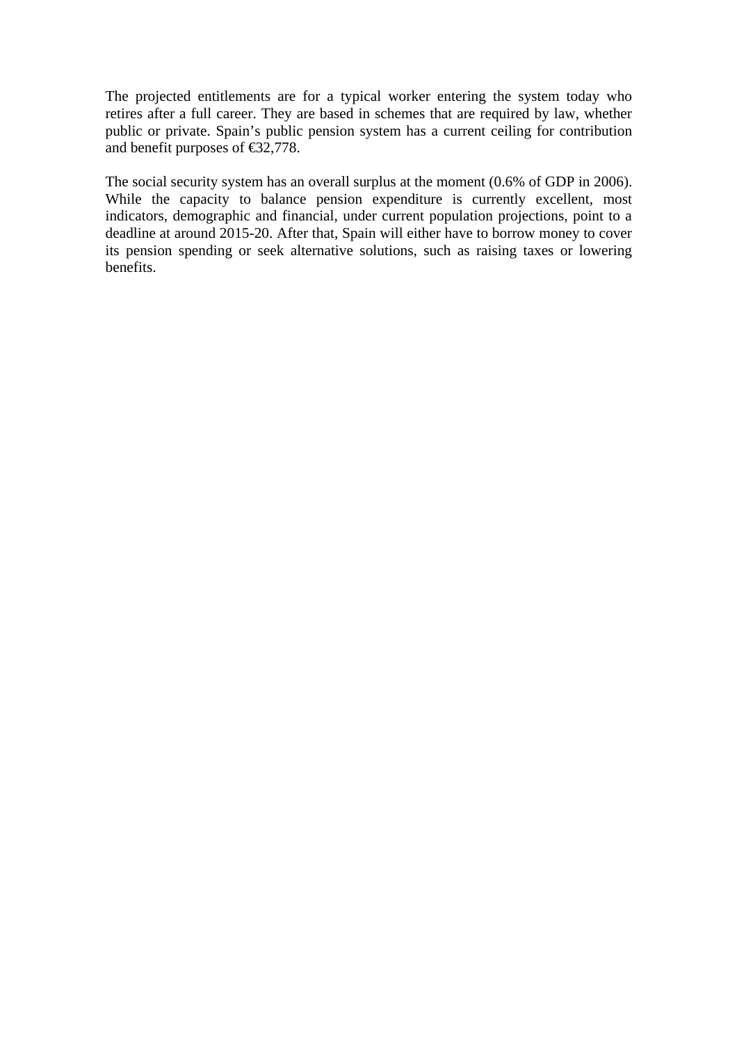The projected entitlements are for a typical worker entering the system today who retires after a full career. They are based in schemes that are required by law, whether public or private. Spain's public pension system has a current ceiling for contribution and benefit purposes of €32,778.

The social security system has an overall surplus at the moment (0.6% of GDP in 2006). While the capacity to balance pension expenditure is currently excellent, most indicators, demographic and financial, under current population projections, point to a deadline at around 2015-20. After that, Spain will either have to borrow money to cover its pension spending or seek alternative solutions, such as raising taxes or lowering benefits.